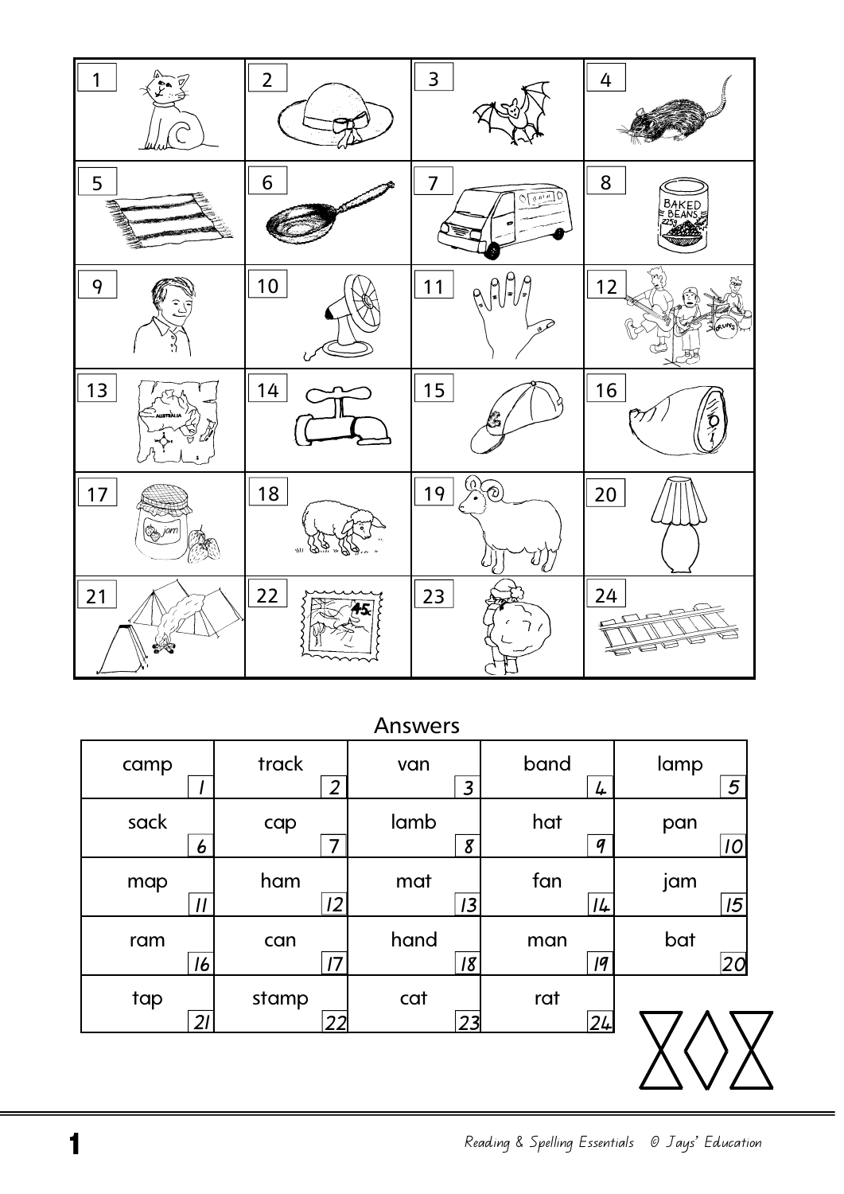| 1 | 2 | 3 | 4 |
|---|---|---|---|
| 5 | 6 | 7 | 8 |
| 9 | 10 | 11 | 12 |
| 13 | 14 | 15 | 16 |
| 17 | 18 | 19 | 20 |
| 21 | 22 | 23 | 24 |

Answers

| | | | | |
|---|---|---|---|---|
| camp 1 | track 2 | van 3 | band 4 | lamp 5 |
| sack 6 | cap 7 | lamb 8 | hat 9 | pan 10 |
| map 11 | ham 12 | mat 13 | fan 14 | jam 15 |
| ram 16 | can 17 | hand 18 | man 19 | bat 20 |
| tap 21 | stamp 22 | cat 23 | rat 24 | |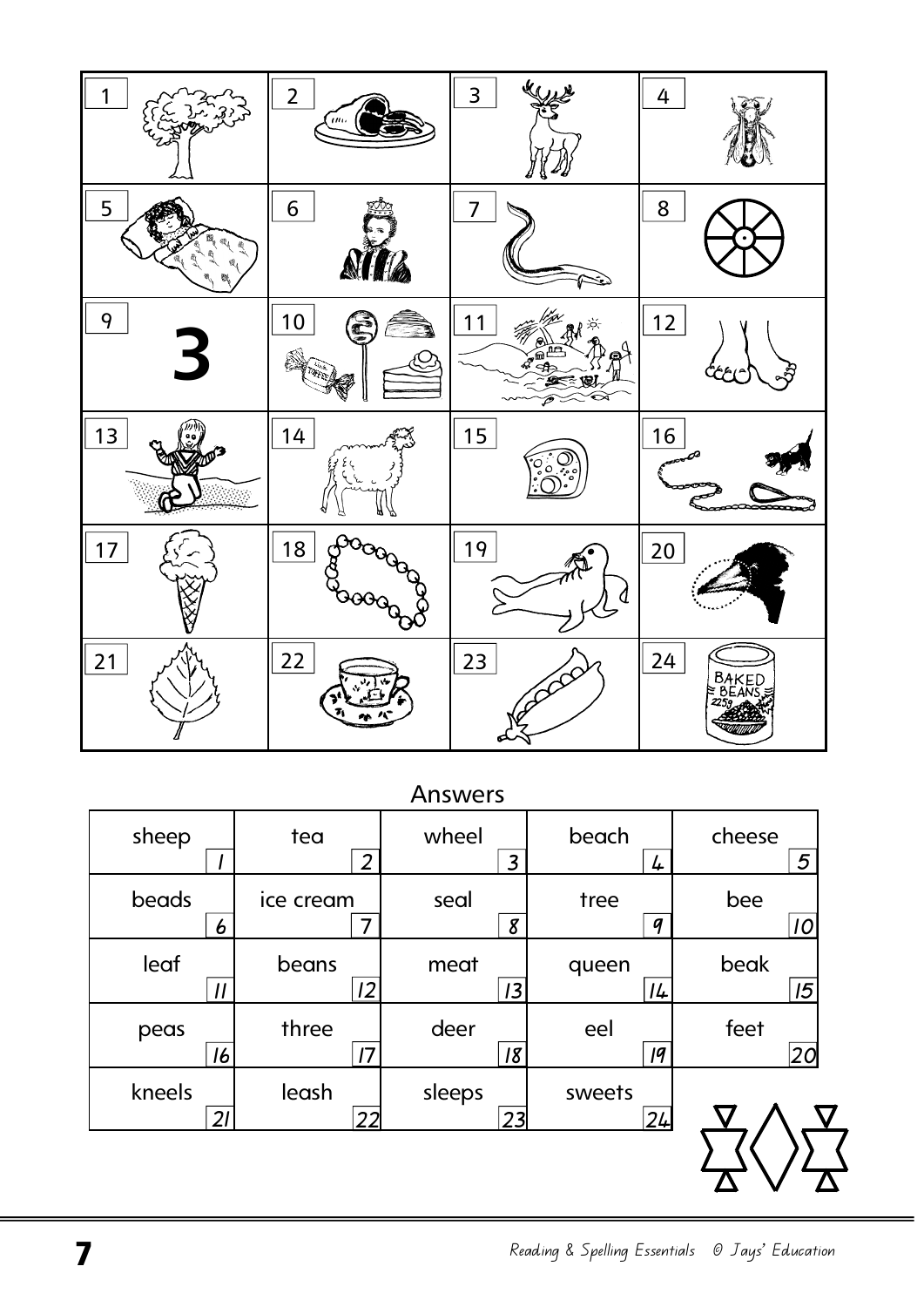| | | | |
|---|---|---|---|
| 1 | 2 | 3 | 4 |
| 5 | 6 | 7 | 8 |
| 9 **3** | 10 | 11 | 12 |
| 13 | 14 | 15 | 16 |
| 17 | 18 | 19 | 20 |
| 21 | 22 | 23 | 24 BAKED BEANS 225g |

Answers

| | | | | |
|---|---|---|---|---|
| sheep 1 | tea 2 | wheel 3 | beach 4 | cheese 5 |
| beads 6 | ice cream 7 | seal 8 | tree 9 | bee 10 |
| leaf 11 | beans 12 | meat 13 | queen 14 | beak 15 |
| peas 16 | three 17 | deer 18 | eel 19 | feet 20 |
| kneels 21 | leash 22 | sleeps 23 | sweets 24 | |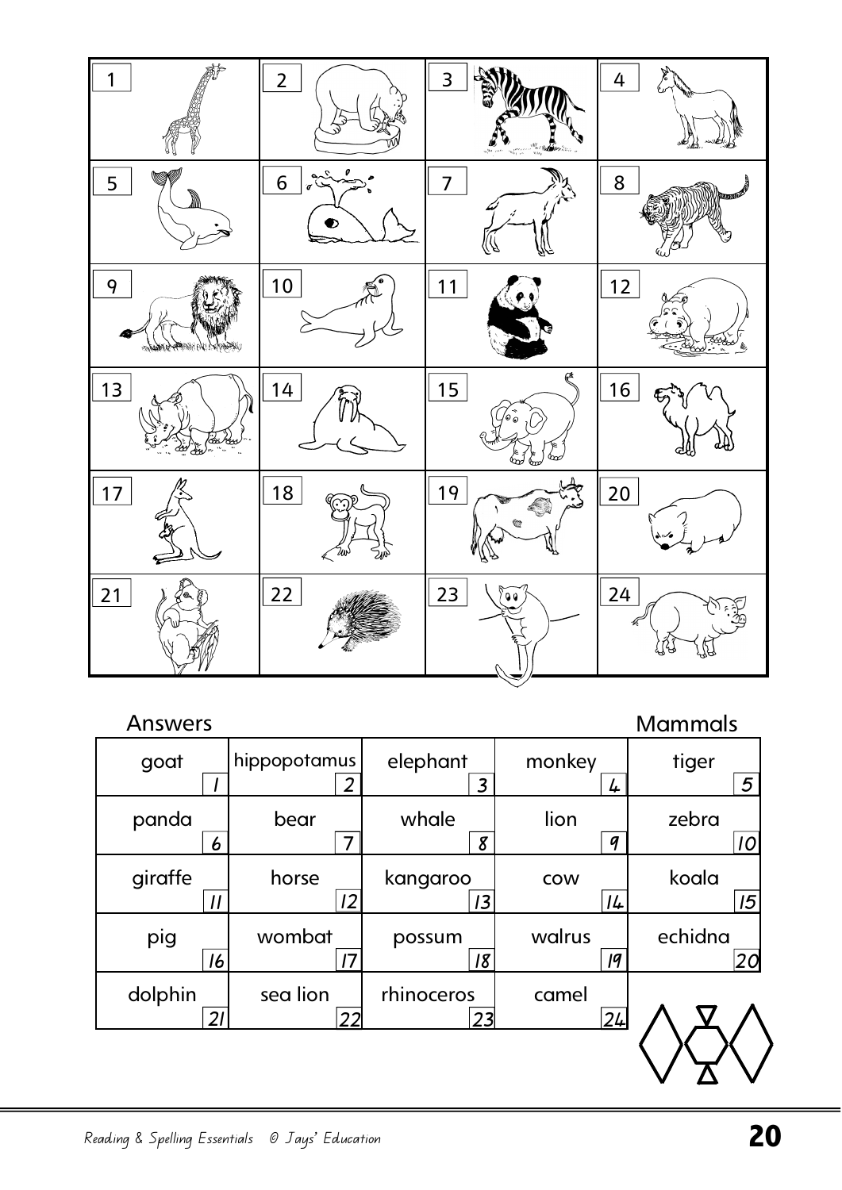| 1 | 2 | 3 | 4 |
|---|---|---|---|
| 5 | 6 | 7 | 8 |
| 9 | 10 | 11 | 12 |
| 13 | 14 | 15 | 16 |
| 17 | 18 | 19 | 20 |
| 21 | 22 | 23 | 24 |

Answers

Mammals

| | | | | |
|---|---|---|---|---|
| goat 1 | hippopotamus 2 | elephant 3 | monkey 4 | tiger 5 |
| panda 6 | bear 7 | whale 8 | lion 9 | zebra 10 |
| giraffe 11 | horse 12 | kangaroo 13 | cow 14 | koala 15 |
| pig 16 | wombat 17 | possum 18 | walrus 19 | echidna 20 |
| dolphin 21 | sea lion 22 | rhinoceros 23 | camel 24 | |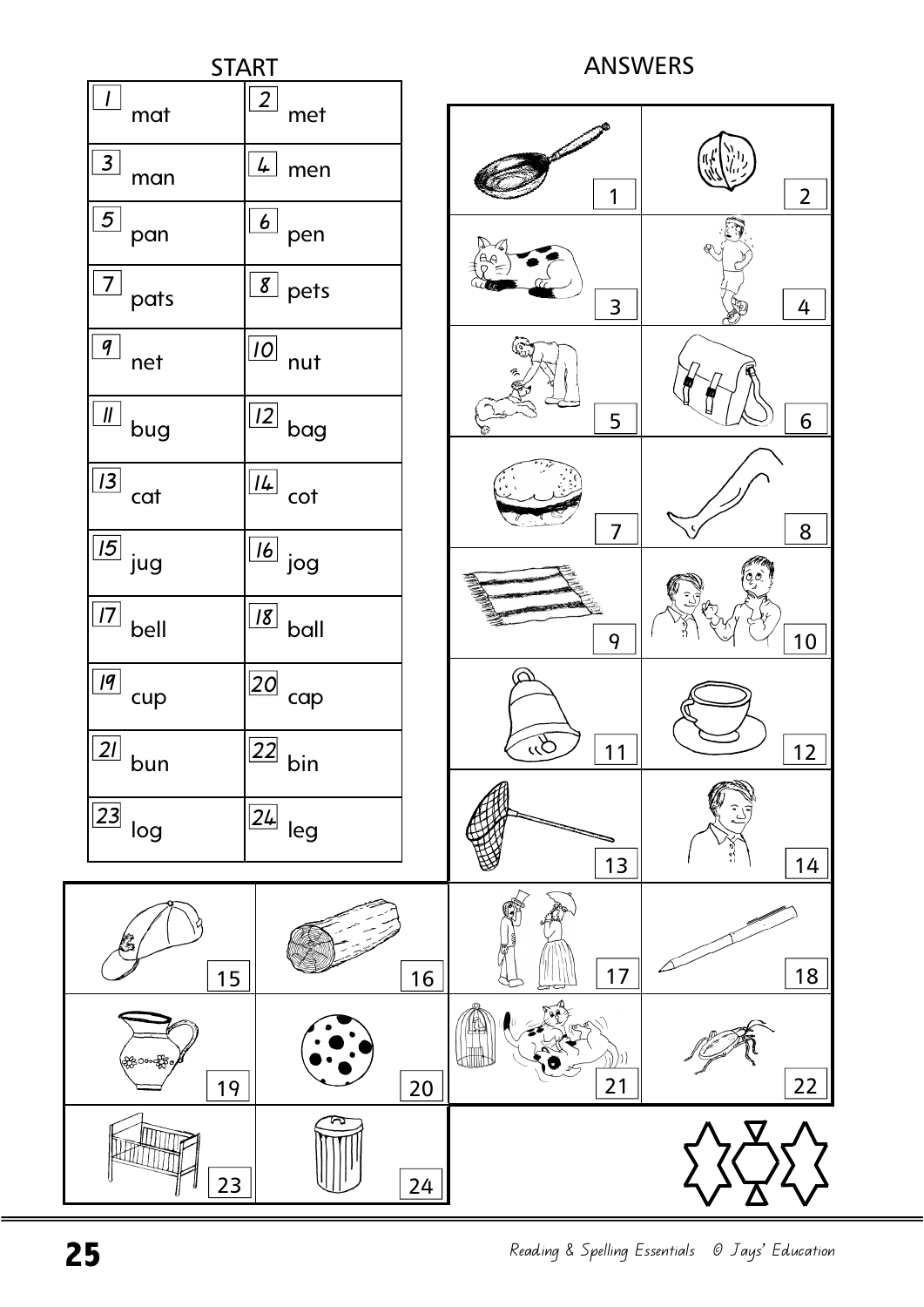## START

| | |
|---|---|
| 1 mat | 2 met |
| 3 man | 4 men |
| 5 pan | 6 pen |
| 7 pats | 8 pets |
| 9 net | 10 nut |
| 11 bug | 12 bag |
| 13 cat | 14 cot |
| 15 jug | 16 jog |
| 17 bell | 18 ball |
| 19 cup | 20 cap |
| 21 bun | 22 bin |
| 23 log | 24 leg |

## ANSWERS

| | |
|---|---|
| 1 | 2 |
| 3 | 4 |
| 5 | 6 |
| 7 | 8 |
| 9 | 10 |
| 11 | 12 |
| 13 | 14 |
| 15 | 16 |
| 17 | 18 |
| 19 | 20 |
| 21 | 22 |
| 23 | 24 |

*Reading & Spelling Essentials © Jays' Education*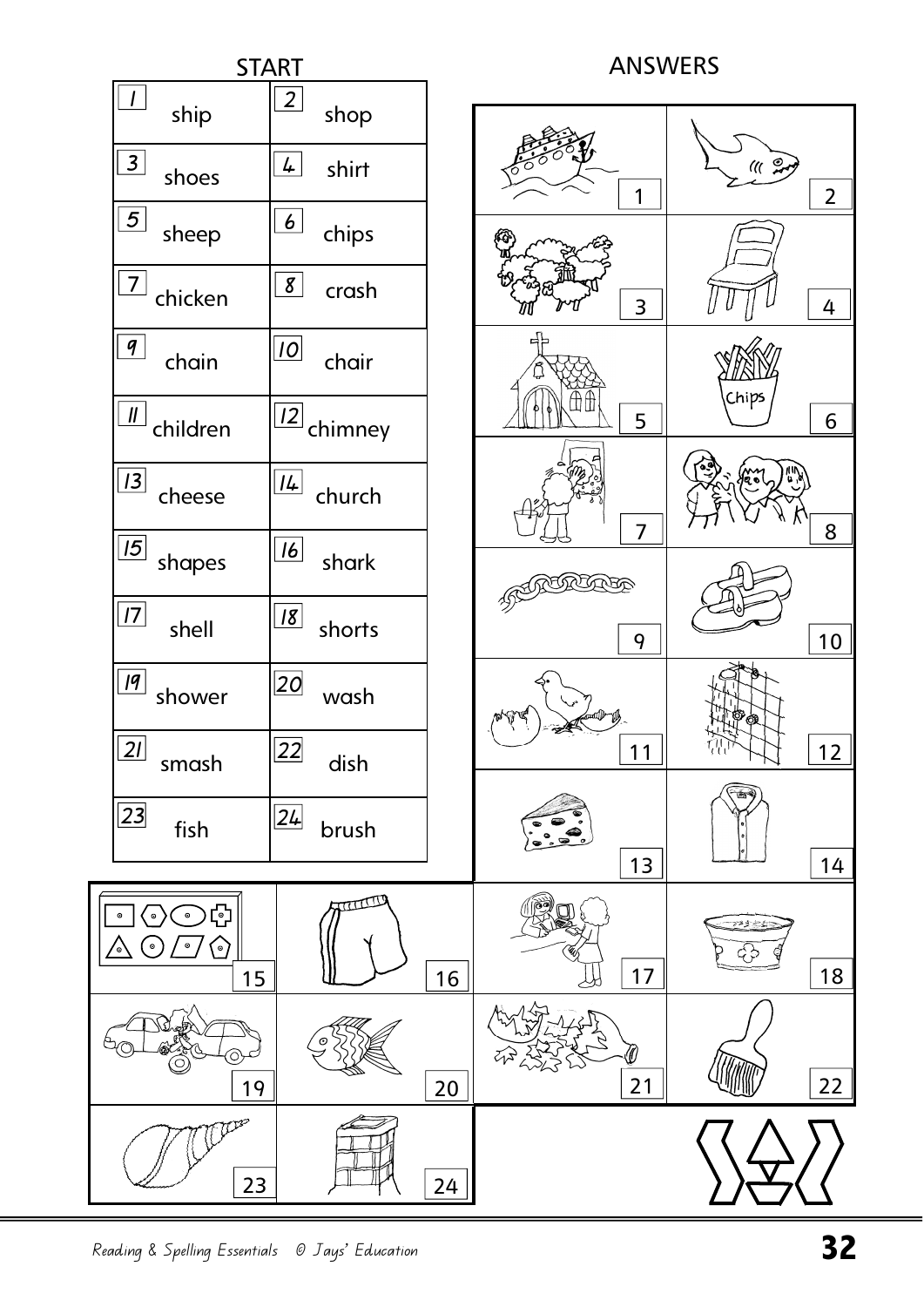## START

| | |
|---|---|
| 1 ship | 2 shop |
| 3 shoes | 4 shirt |
| 5 sheep | 6 chips |
| 7 chicken | 8 crash |
| 9 chain | 10 chair |
| 11 children | 12 chimney |
| 13 cheese | 14 church |
| 15 shapes | 16 shark |
| 17 shell | 18 shorts |
| 19 shower | 20 wash |
| 21 smash | 22 dish |
| 23 fish | 24 brush |

## ANSWERS

| | |
|---|---|
| 1 | 2 |
| 3 | 4 |
| 5 | Chips 6 |
| 7 | 8 |
| 9 | 10 |
| 11 | 12 |
| 13 | 14 |

| | | | |
|---|---|---|---|
| 15 | 16 | 17 | 18 |
| 19 | 20 | 21 | 22 |
| 23 | 24 | | |

Reading & Spelling Essentials © Jays' Education